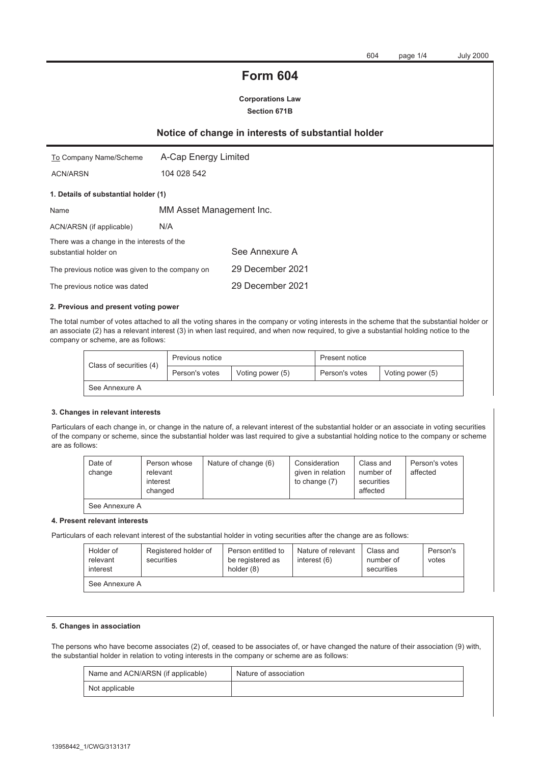# Form 604

**Corporations Law**
**Section 671B**

## Notice of change in interests of substantial holder

| | |
|---|---|
| To Company Name/Scheme | A-Cap Energy Limited |
| ACN/ARSN | 104 028 542 |

### 1. Details of substantial holder (1)

| | |
|---|---|
| Name | MM Asset Management Inc. |
| ACN/ARSN (if applicable) | N/A |
| There was a change in the interests of the substantial holder on | See Annexure A |
| The previous notice was given to the company on | 29 December 2021 |
| The previous notice was dated | 29 December 2021 |

### 2. Previous and present voting power

The total number of votes attached to all the voting shares in the company or voting interests in the scheme that the substantial holder or an associate (2) has a relevant interest (3) in when last required, and when now required, to give a substantial holding notice to the company or scheme, are as follows:

| Class of securities (4) | Previous notice | | Present notice | |
|---|---|---|---|---|
| | Person's votes | Voting power (5) | Person's votes | Voting power (5) |
| See Annexure A | | | | |

### 3. Changes in relevant interests

Particulars of each change in, or change in the nature of, a relevant interest of the substantial holder or an associate in voting securities of the company or scheme, since the substantial holder was last required to give a substantial holding notice to the company or scheme are as follows:

| Date of change | Person whose relevant interest changed | Nature of change (6) | Consideration given in relation to change (7) | Class and number of securities affected | Person's votes affected |
|---|---|---|---|---|---|
| See Annexure A | | | | | |

### 4. Present relevant interests

Particulars of each relevant interest of the substantial holder in voting securities after the change are as follows:

| Holder of relevant interest | Registered holder of securities | Person entitled to be registered as holder (8) | Nature of relevant interest (6) | Class and number of securities | Person's votes |
|---|---|---|---|---|---|
| See Annexure A | | | | | |

### 5. Changes in association

The persons who have become associates (2) of, ceased to be associates of, or have changed the nature of their association (9) with, the substantial holder in relation to voting interests in the company or scheme are as follows:

| Name and ACN/ARSN (if applicable) | Nature of association |
|---|---|
| Not applicable | |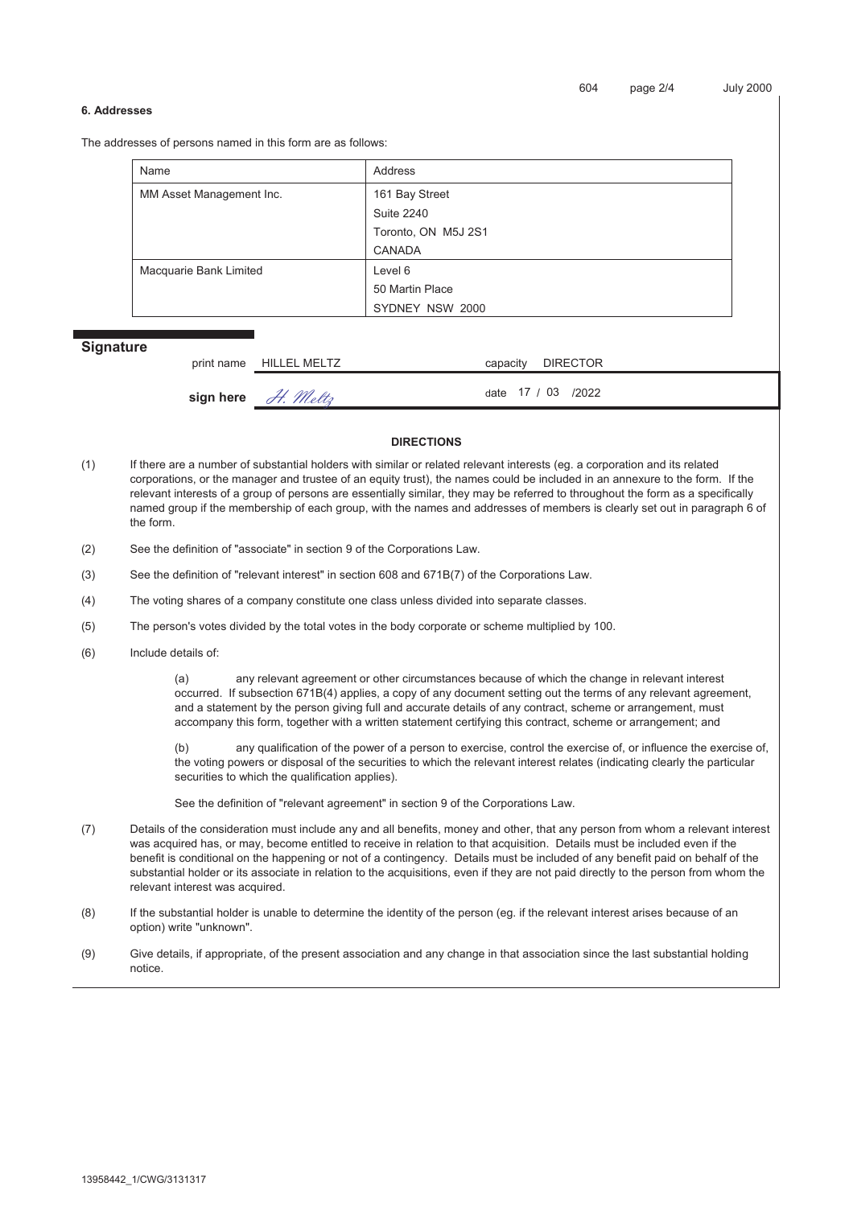### 6. Addresses

The addresses of persons named in this form are as follows:

| Name | Address |
| --- | --- |
| MM Asset Management Inc. | 161 Bay Street<br>Suite 2240<br>Toronto, ON M5J 2S1<br>CANADA |
| Macquarie Bank Limited | Level 6<br>50 Martin Place<br>SYDNEY NSW 2000 |

## Signature

print name HILLEL MELTZ capacity DIRECTOR

**sign here** *H. Meltz* date 17 / 03 /2022

### DIRECTIONS

(1) If there are a number of substantial holders with similar or related relevant interests (eg. a corporation and its related corporations, or the manager and trustee of an equity trust), the names could be included in an annexure to the form. If the relevant interests of a group of persons are essentially similar, they may be referred to throughout the form as a specifically named group if the membership of each group, with the names and addresses of members is clearly set out in paragraph 6 of the form.

(2) See the definition of "associate" in section 9 of the Corporations Law.

(3) See the definition of "relevant interest" in section 608 and 671B(7) of the Corporations Law.

(4) The voting shares of a company constitute one class unless divided into separate classes.

(5) The person's votes divided by the total votes in the body corporate or scheme multiplied by 100.

(6) Include details of:

(a) any relevant agreement or other circumstances because of which the change in relevant interest occurred. If subsection 671B(4) applies, a copy of any document setting out the terms of any relevant agreement, and a statement by the person giving full and accurate details of any contract, scheme or arrangement, must accompany this form, together with a written statement certifying this contract, scheme or arrangement; and

(b) any qualification of the power of a person to exercise, control the exercise of, or influence the exercise of, the voting powers or disposal of the securities to which the relevant interest relates (indicating clearly the particular securities to which the qualification applies).

See the definition of "relevant agreement" in section 9 of the Corporations Law.

(7) Details of the consideration must include any and all benefits, money and other, that any person from whom a relevant interest was acquired has, or may, become entitled to receive in relation to that acquisition. Details must be included even if the benefit is conditional on the happening or not of a contingency. Details must be included of any benefit paid on behalf of the substantial holder or its associate in relation to the acquisitions, even if they are not paid directly to the person from whom the relevant interest was acquired.

(8) If the substantial holder is unable to determine the identity of the person (eg. if the relevant interest arises because of an option) write "unknown".

(9) Give details, if appropriate, of the present association and any change in that association since the last substantial holding notice.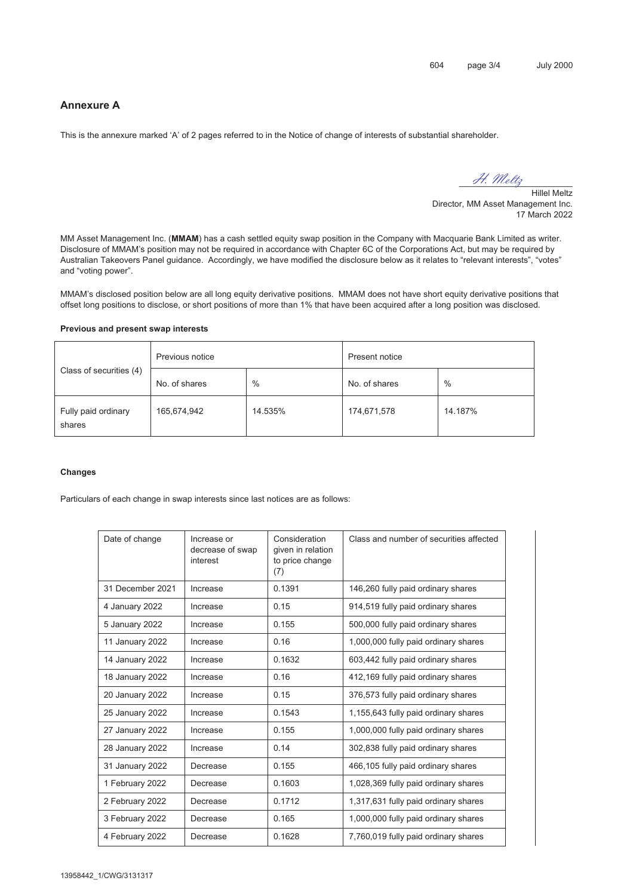## Annexure A

This is the annexure marked 'A' of 2 pages referred to in the Notice of change of interests of substantial shareholder.

H. Meltz

Hillel Meltz
Director, MM Asset Management Inc.
17 March 2022

MM Asset Management Inc. (**MMAM**) has a cash settled equity swap position in the Company with Macquarie Bank Limited as writer. Disclosure of MMAM's position may not be required in accordance with Chapter 6C of the Corporations Act, but may be required by Australian Takeovers Panel guidance. Accordingly, we have modified the disclosure below as it relates to "relevant interests", "votes" and "voting power".

MMAM's disclosed position below are all long equity derivative positions. MMAM does not have short equity derivative positions that offset long positions to disclose, or short positions of more than 1% that have been acquired after a long position was disclosed.

**Previous and present swap interests**

| Class of securities (4) | Previous notice | | Present notice | |
|---|---|---|---|---|
| | No. of shares | % | No. of shares | % |
| Fully paid ordinary shares | 165,674,942 | 14.535% | 174,671,578 | 14.187% |

**Changes**

Particulars of each change in swap interests since last notices are as follows:

| Date of change | Increase or decrease of swap interest | Consideration given in relation to price change (7) | Class and number of securities affected |
|---|---|---|---|
| 31 December 2021 | Increase | 0.1391 | 146,260 fully paid ordinary shares |
| 4 January 2022 | Increase | 0.15 | 914,519 fully paid ordinary shares |
| 5 January 2022 | Increase | 0.155 | 500,000 fully paid ordinary shares |
| 11 January 2022 | Increase | 0.16 | 1,000,000 fully paid ordinary shares |
| 14 January 2022 | Increase | 0.1632 | 603,442 fully paid ordinary shares |
| 18 January 2022 | Increase | 0.16 | 412,169 fully paid ordinary shares |
| 20 January 2022 | Increase | 0.15 | 376,573 fully paid ordinary shares |
| 25 January 2022 | Increase | 0.1543 | 1,155,643 fully paid ordinary shares |
| 27 January 2022 | Increase | 0.155 | 1,000,000 fully paid ordinary shares |
| 28 January 2022 | Increase | 0.14 | 302,838 fully paid ordinary shares |
| 31 January 2022 | Decrease | 0.155 | 466,105 fully paid ordinary shares |
| 1 February 2022 | Decrease | 0.1603 | 1,028,369 fully paid ordinary shares |
| 2 February 2022 | Decrease | 0.1712 | 1,317,631 fully paid ordinary shares |
| 3 February 2022 | Decrease | 0.165 | 1,000,000 fully paid ordinary shares |
| 4 February 2022 | Decrease | 0.1628 | 7,760,019 fully paid ordinary shares |

13958442_1/CWG/3131317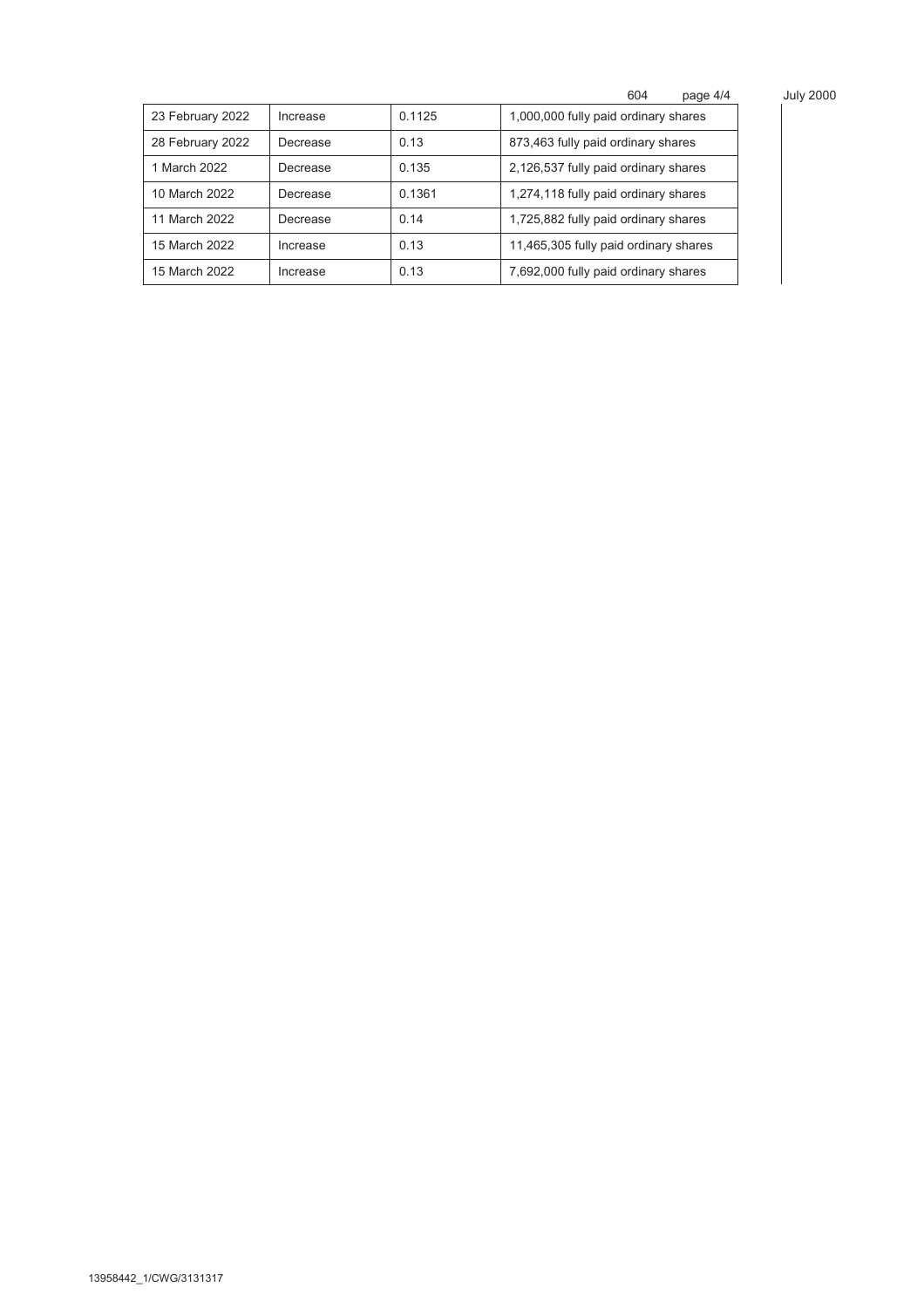| | | | |
|---|---|---|---|
| 23 February 2022 | Increase | 0.1125 | 1,000,000 fully paid ordinary shares |
| 28 February 2022 | Decrease | 0.13 | 873,463 fully paid ordinary shares |
| 1 March 2022 | Decrease | 0.135 | 2,126,537 fully paid ordinary shares |
| 10 March 2022 | Decrease | 0.1361 | 1,274,118 fully paid ordinary shares |
| 11 March 2022 | Decrease | 0.14 | 1,725,882 fully paid ordinary shares |
| 15 March 2022 | Increase | 0.13 | 11,465,305 fully paid ordinary shares |
| 15 March 2022 | Increase | 0.13 | 7,692,000 fully paid ordinary shares |